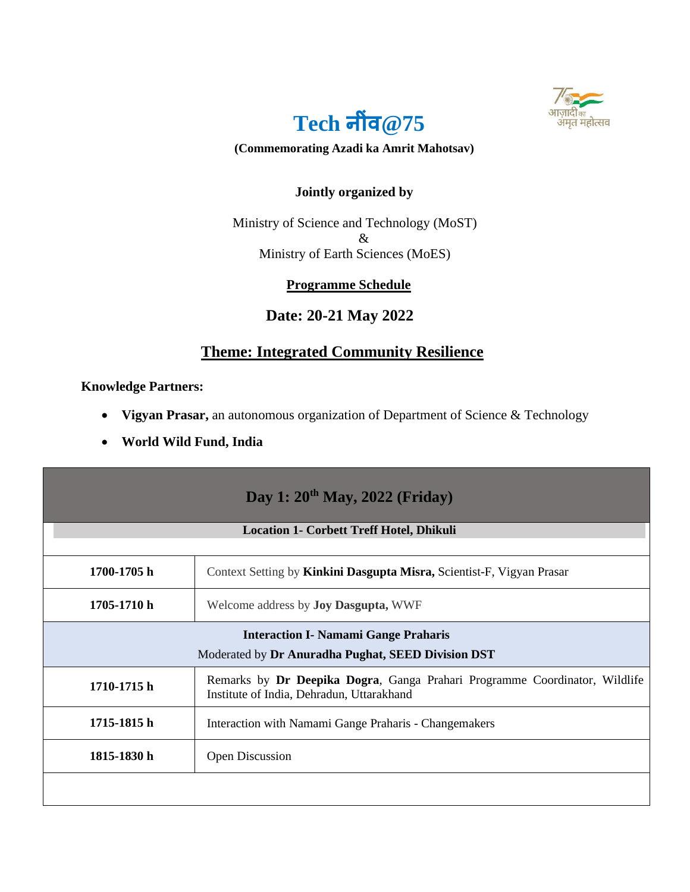# Tech नींव@75

**(Commemorating Azadi ka Amrit Mahotsav)**

**Jointly organized by**

Ministry of Science and Technology (MoST)
&
Ministry of Earth Sciences (MoES)

**Programme Schedule**

## Date: 20-21 May 2022

## Theme: Integrated Community Resilience

**Knowledge Partners:**

- **Vigyan Prasar,** an autonomous organization of Department of Science & Technology
- **World Wild Fund, India**

| Day 1: 20th May, 2022 (Friday) | |
|---|---|
| **Location 1- Corbett Treff Hotel, Dhikuli** | |
| **1700-1705 h** | Context Setting by **Kinkini Dasgupta Misra,** Scientist-F, Vigyan Prasar |
| **1705-1710 h** | Welcome address by **Joy Dasgupta,** WWF |
| **Interaction I- Namami Gange Praharis** Moderated by **Dr Anuradha Pughat, SEED Division DST** | |
| **1710-1715 h** | Remarks by **Dr Deepika Dogra**, Ganga Prahari Programme Coordinator, Wildlife Institute of India, Dehradun, Uttarakhand |
| **1715-1815 h** | Interaction with Namami Gange Praharis - Changemakers |
| **1815-1830 h** | Open Discussion |
| | |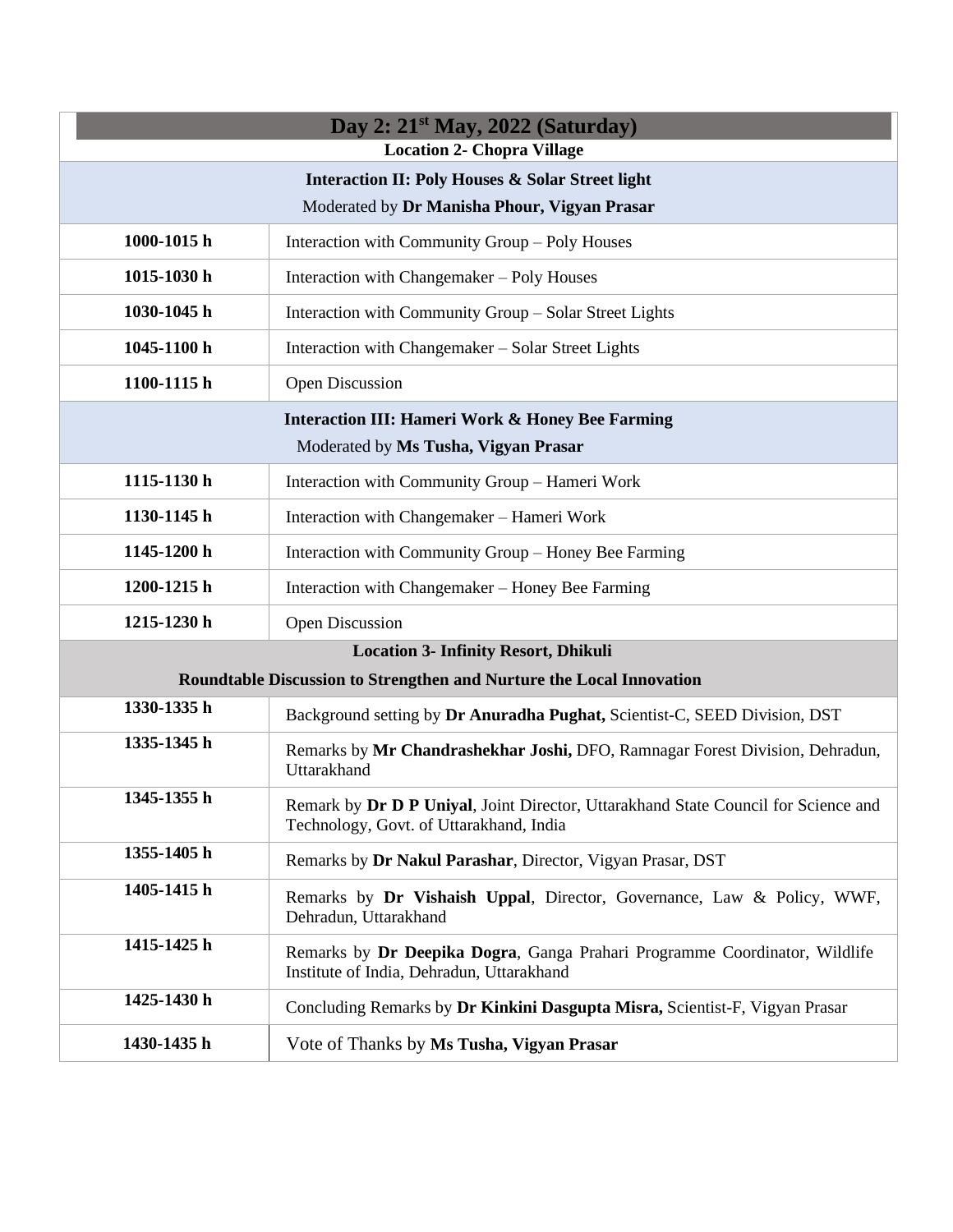| Day 2: 21st May, 2022 (Saturday) | |
|---|---|
| **Location 2- Chopra Village** | |
| **Interaction II: Poly Houses & Solar Street light** Moderated by **Dr Manisha Phour, Vigyan Prasar** | |
| **1000-1015 h** | Interaction with Community Group – Poly Houses |
| **1015-1030 h** | Interaction with Changemaker – Poly Houses |
| **1030-1045 h** | Interaction with Community Group – Solar Street Lights |
| **1045-1100 h** | Interaction with Changemaker – Solar Street Lights |
| **1100-1115 h** | Open Discussion |
| **Interaction III: Hameri Work & Honey Bee Farming** Moderated by **Ms Tusha, Vigyan Prasar** | |
| **1115-1130 h** | Interaction with Community Group – Hameri Work |
| **1130-1145 h** | Interaction with Changemaker – Hameri Work |
| **1145-1200 h** | Interaction with Community Group – Honey Bee Farming |
| **1200-1215 h** | Interaction with Changemaker – Honey Bee Farming |
| **1215-1230 h** | Open Discussion |
| **Location 3- Infinity Resort, Dhikuli** **Roundtable Discussion to Strengthen and Nurture the Local Innovation** | |
| **1330-1335 h** | Background setting by **Dr Anuradha Pughat,** Scientist-C, SEED Division, DST |
| **1335-1345 h** | Remarks by **Mr Chandrashekhar Joshi,** DFO, Ramnagar Forest Division, Dehradun, Uttarakhand |
| **1345-1355 h** | Remark by **Dr D P Uniyal**, Joint Director, Uttarakhand State Council for Science and Technology, Govt. of Uttarakhand, India |
| **1355-1405 h** | Remarks by **Dr Nakul Parashar**, Director, Vigyan Prasar, DST |
| **1405-1415 h** | Remarks by **Dr Vishaish Uppal**, Director, Governance, Law & Policy, WWF, Dehradun, Uttarakhand |
| **1415-1425 h** | Remarks by **Dr Deepika Dogra**, Ganga Prahari Programme Coordinator, Wildlife Institute of India, Dehradun, Uttarakhand |
| **1425-1430 h** | Concluding Remarks by **Dr Kinkini Dasgupta Misra,** Scientist-F, Vigyan Prasar |
| **1430-1435 h** | Vote of Thanks by **Ms Tusha, Vigyan Prasar** |